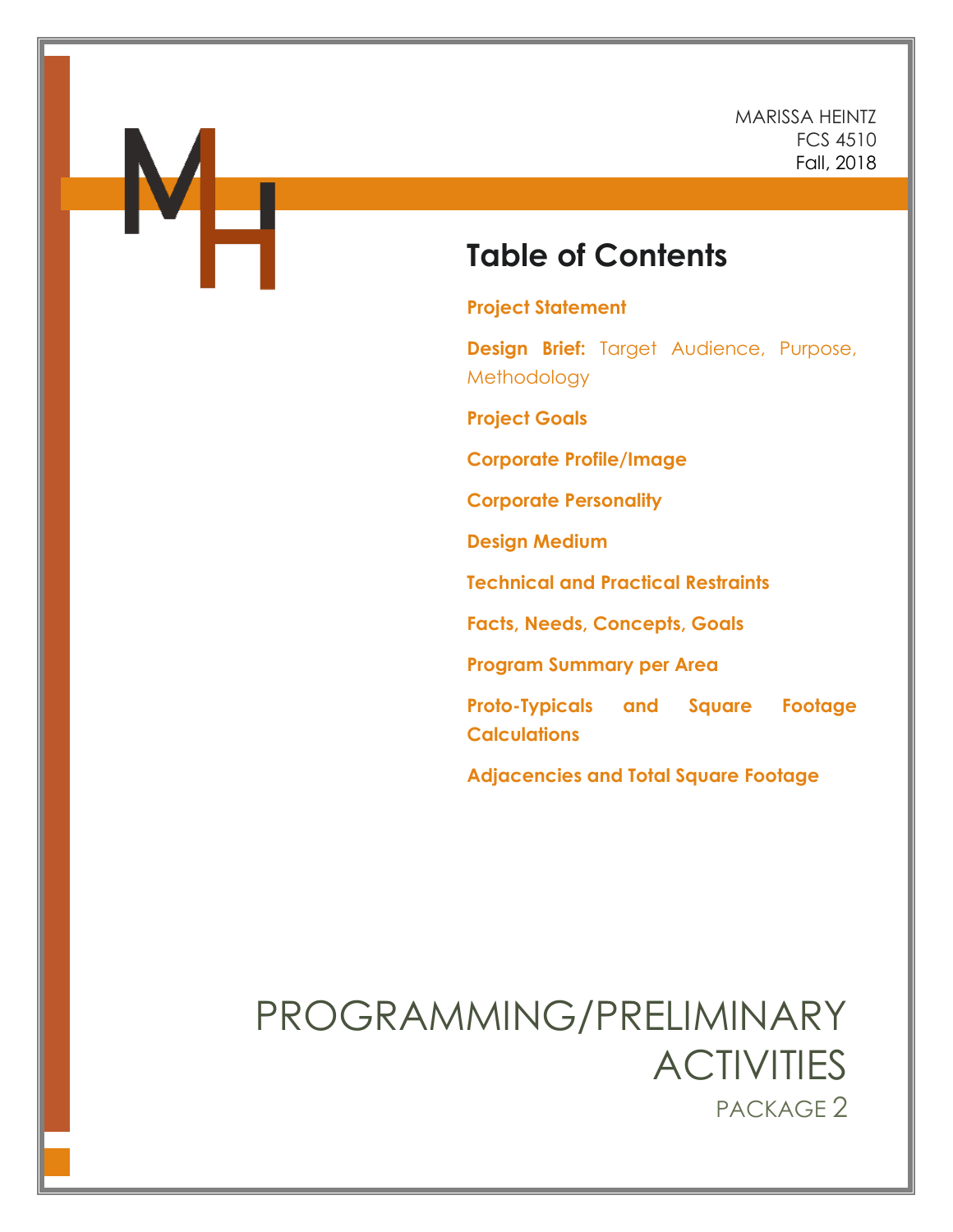MARISSA HEINTZ
FCS 4510
Fall, 2018

## Table of Contents

**Project Statement**

**Design Brief:** Target Audience, Purpose, Methodology

**Project Goals**

**Corporate Profile/Image**

**Corporate Personality**

**Design Medium**

**Technical and Practical Restraints**

**Facts, Needs, Concepts, Goals**

**Program Summary per Area**

**Proto-Typicals and Square Footage Calculations**

**Adjacencies and Total Square Footage**

# PROGRAMMING/PRELIMINARY ACTIVITIES

PACKAGE 2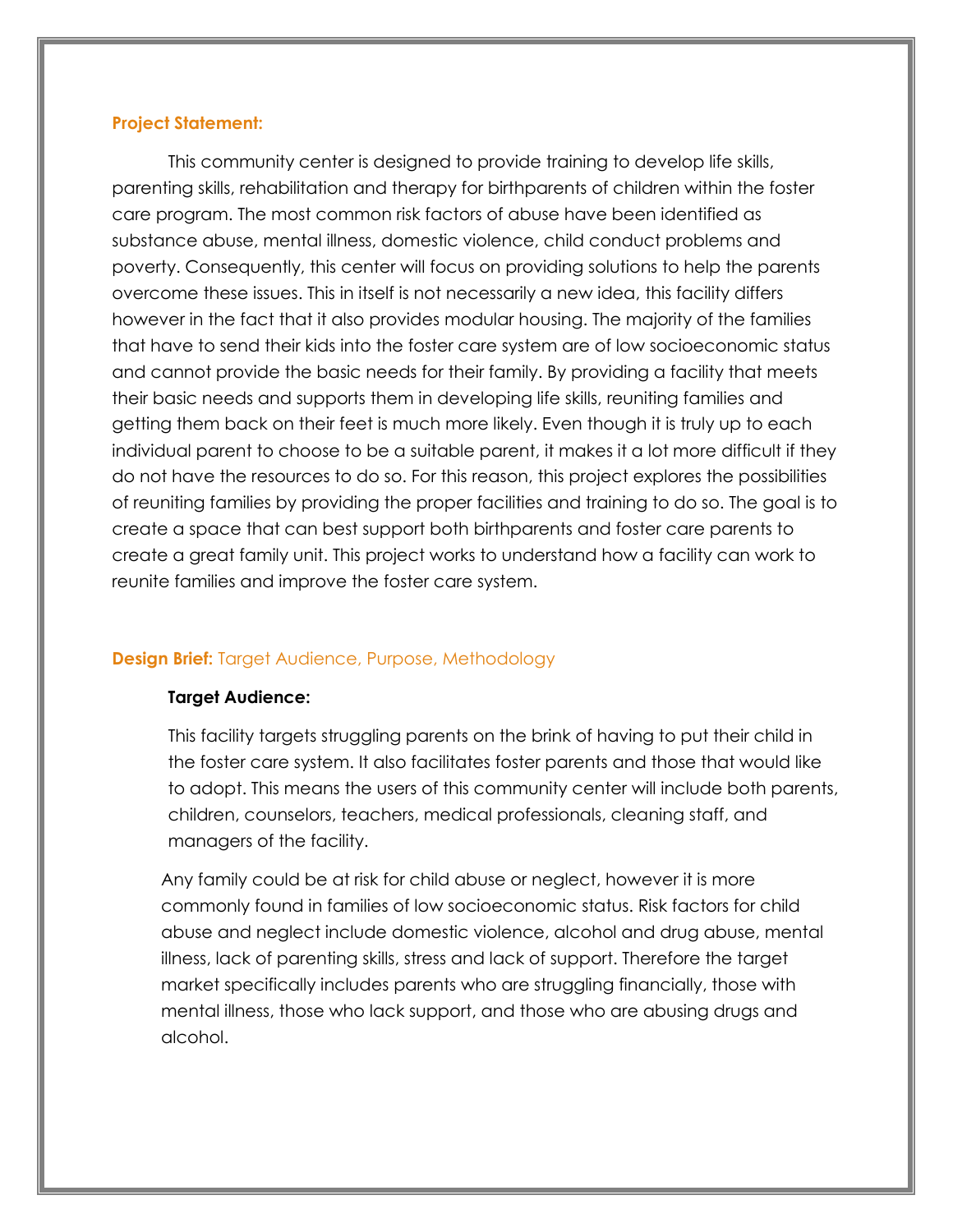**Project Statement:**

This community center is designed to provide training to develop life skills, parenting skills, rehabilitation and therapy for birthparents of children within the foster care program. The most common risk factors of abuse have been identified as substance abuse, mental illness, domestic violence, child conduct problems and poverty. Consequently, this center will focus on providing solutions to help the parents overcome these issues. This in itself is not necessarily a new idea, this facility differs however in the fact that it also provides modular housing. The majority of the families that have to send their kids into the foster care system are of low socioeconomic status and cannot provide the basic needs for their family. By providing a facility that meets their basic needs and supports them in developing life skills, reuniting families and getting them back on their feet is much more likely. Even though it is truly up to each individual parent to choose to be a suitable parent, it makes it a lot more difficult if they do not have the resources to do so. For this reason, this project explores the possibilities of reuniting families by providing the proper facilities and training to do so. The goal is to create a space that can best support both birthparents and foster care parents to create a great family unit. This project works to understand how a facility can work to reunite families and improve the foster care system.

**Design Brief:** Target Audience, Purpose, Methodology

**Target Audience:**

This facility targets struggling parents on the brink of having to put their child in the foster care system. It also facilitates foster parents and those that would like to adopt. This means the users of this community center will include both parents, children, counselors, teachers, medical professionals, cleaning staff, and managers of the facility.

Any family could be at risk for child abuse or neglect, however it is more commonly found in families of low socioeconomic status. Risk factors for child abuse and neglect include domestic violence, alcohol and drug abuse, mental illness, lack of parenting skills, stress and lack of support. Therefore the target market specifically includes parents who are struggling financially, those with mental illness, those who lack support, and those who are abusing drugs and alcohol.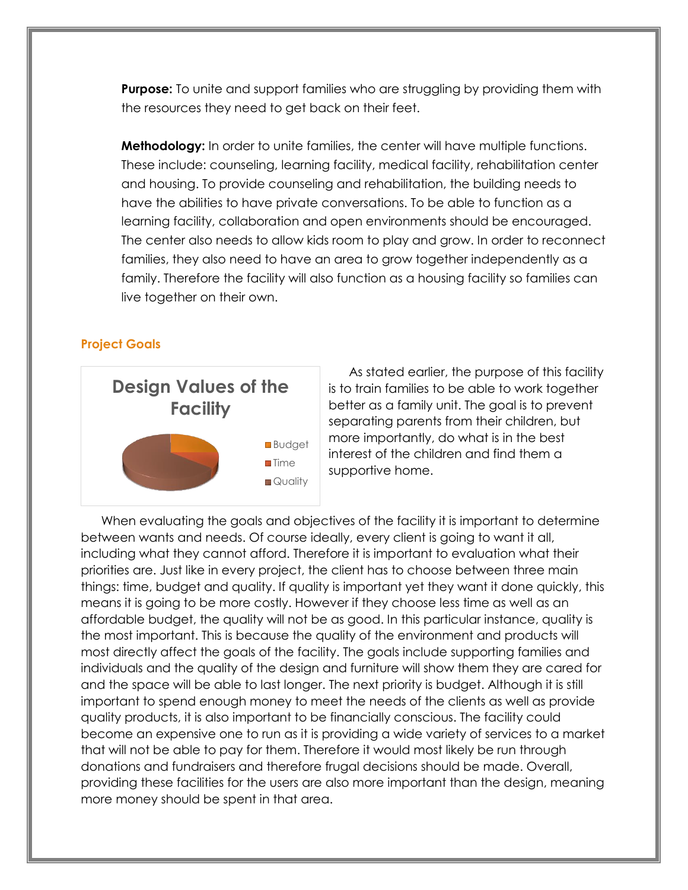**Purpose:** To unite and support families who are struggling by providing them with the resources they need to get back on their feet.

**Methodology:** In order to unite families, the center will have multiple functions. These include: counseling, learning facility, medical facility, rehabilitation center and housing. To provide counseling and rehabilitation, the building needs to have the abilities to have private conversations. To be able to function as a learning facility, collaboration and open environments should be encouraged. The center also needs to allow kids room to play and grow. In order to reconnect families, they also need to have an area to grow together independently as a family. Therefore the facility will also function as a housing facility so families can live together on their own.

## Project Goals

**Design Values of the Facility**

- Budget
- Time
- Quality

As stated earlier, the purpose of this facility is to train families to be able to work together better as a family unit. The goal is to prevent separating parents from their children, but more importantly, do what is in the best interest of the children and find them a supportive home.

When evaluating the goals and objectives of the facility it is important to determine between wants and needs. Of course ideally, every client is going to want it all, including what they cannot afford. Therefore it is important to evaluation what their priorities are. Just like in every project, the client has to choose between three main things: time, budget and quality. If quality is important yet they want it done quickly, this means it is going to be more costly. However if they choose less time as well as an affordable budget, the quality will not be as good. In this particular instance, quality is the most important. This is because the quality of the environment and products will most directly affect the goals of the facility. The goals include supporting families and individuals and the quality of the design and furniture will show them they are cared for and the space will be able to last longer. The next priority is budget. Although it is still important to spend enough money to meet the needs of the clients as well as provide quality products, it is also important to be financially conscious. The facility could become an expensive one to run as it is providing a wide variety of services to a market that will not be able to pay for them. Therefore it would most likely be run through donations and fundraisers and therefore frugal decisions should be made. Overall, providing these facilities for the users are also more important than the design, meaning more money should be spent in that area.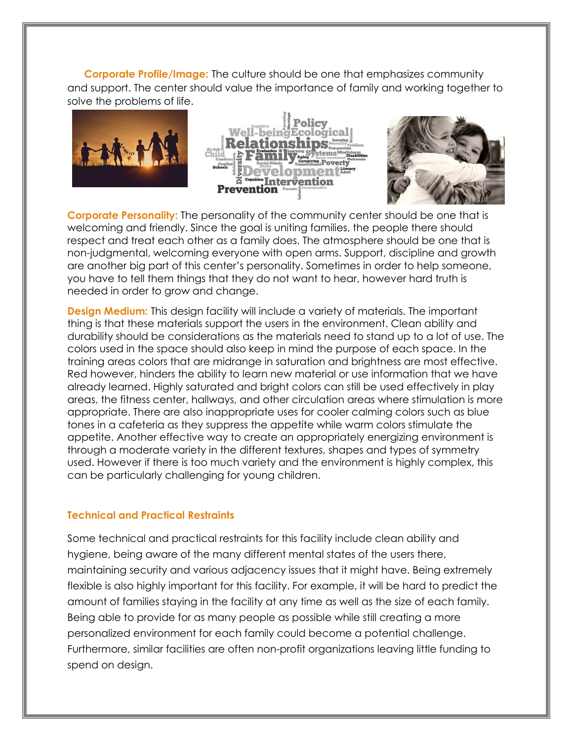**Corporate Profile/Image:** The culture should be one that emphasizes community and support. The center should value the importance of family and working together to solve the problems of life.

**Corporate Personality:** The personality of the community center should be one that is welcoming and friendly. Since the goal is uniting families, the people there should respect and treat each other as a family does. The atmosphere should be one that is non-judgmental, welcoming everyone with open arms. Support, discipline and growth are another big part of this center's personality. Sometimes in order to help someone, you have to tell them things that they do not want to hear, however hard truth is needed in order to grow and change.

**Design Medium:** This design facility will include a variety of materials. The important thing is that these materials support the users in the environment. Clean ability and durability should be considerations as the materials need to stand up to a lot of use. The colors used in the space should also keep in mind the purpose of each space. In the training areas colors that are midrange in saturation and brightness are most effective. Red however, hinders the ability to learn new material or use information that we have already learned. Highly saturated and bright colors can still be used effectively in play areas, the fitness center, hallways, and other circulation areas where stimulation is more appropriate. There are also inappropriate uses for cooler calming colors such as blue tones in a cafeteria as they suppress the appetite while warm colors stimulate the appetite. Another effective way to create an appropriately energizing environment is through a moderate variety in the different textures, shapes and types of symmetry used. However if there is too much variety and the environment is highly complex, this can be particularly challenging for young children.

### Technical and Practical Restraints

Some technical and practical restraints for this facility include clean ability and hygiene, being aware of the many different mental states of the users there, maintaining security and various adjacency issues that it might have. Being extremely flexible is also highly important for this facility. For example, it will be hard to predict the amount of families staying in the facility at any time as well as the size of each family. Being able to provide for as many people as possible while still creating a more personalized environment for each family could become a potential challenge. Furthermore, similar facilities are often non-profit organizations leaving little funding to spend on design.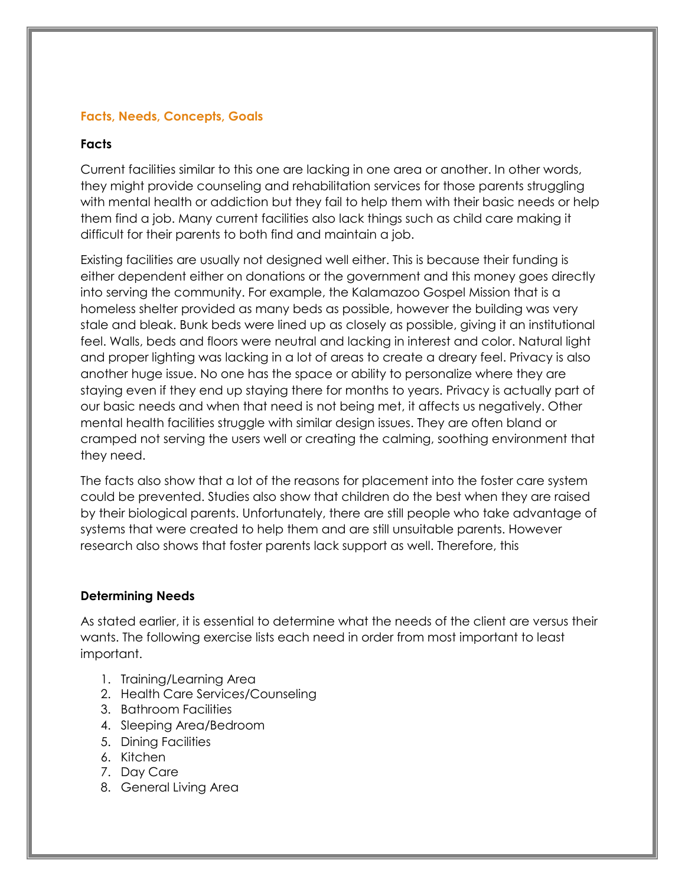## Facts, Needs, Concepts, Goals

### Facts

Current facilities similar to this one are lacking in one area or another. In other words, they might provide counseling and rehabilitation services for those parents struggling with mental health or addiction but they fail to help them with their basic needs or help them find a job. Many current facilities also lack things such as child care making it difficult for their parents to both find and maintain a job.

Existing facilities are usually not designed well either. This is because their funding is either dependent either on donations or the government and this money goes directly into serving the community. For example, the Kalamazoo Gospel Mission that is a homeless shelter provided as many beds as possible, however the building was very stale and bleak. Bunk beds were lined up as closely as possible, giving it an institutional feel. Walls, beds and floors were neutral and lacking in interest and color. Natural light and proper lighting was lacking in a lot of areas to create a dreary feel. Privacy is also another huge issue. No one has the space or ability to personalize where they are staying even if they end up staying there for months to years. Privacy is actually part of our basic needs and when that need is not being met, it affects us negatively. Other mental health facilities struggle with similar design issues. They are often bland or cramped not serving the users well or creating the calming, soothing environment that they need.

The facts also show that a lot of the reasons for placement into the foster care system could be prevented. Studies also show that children do the best when they are raised by their biological parents. Unfortunately, there are still people who take advantage of systems that were created to help them and are still unsuitable parents. However research also shows that foster parents lack support as well. Therefore, this

### Determining Needs

As stated earlier, it is essential to determine what the needs of the client are versus their wants. The following exercise lists each need in order from most important to least important.

1. Training/Learning Area
2. Health Care Services/Counseling
3. Bathroom Facilities
4. Sleeping Area/Bedroom
5. Dining Facilities
6. Kitchen
7. Day Care
8. General Living Area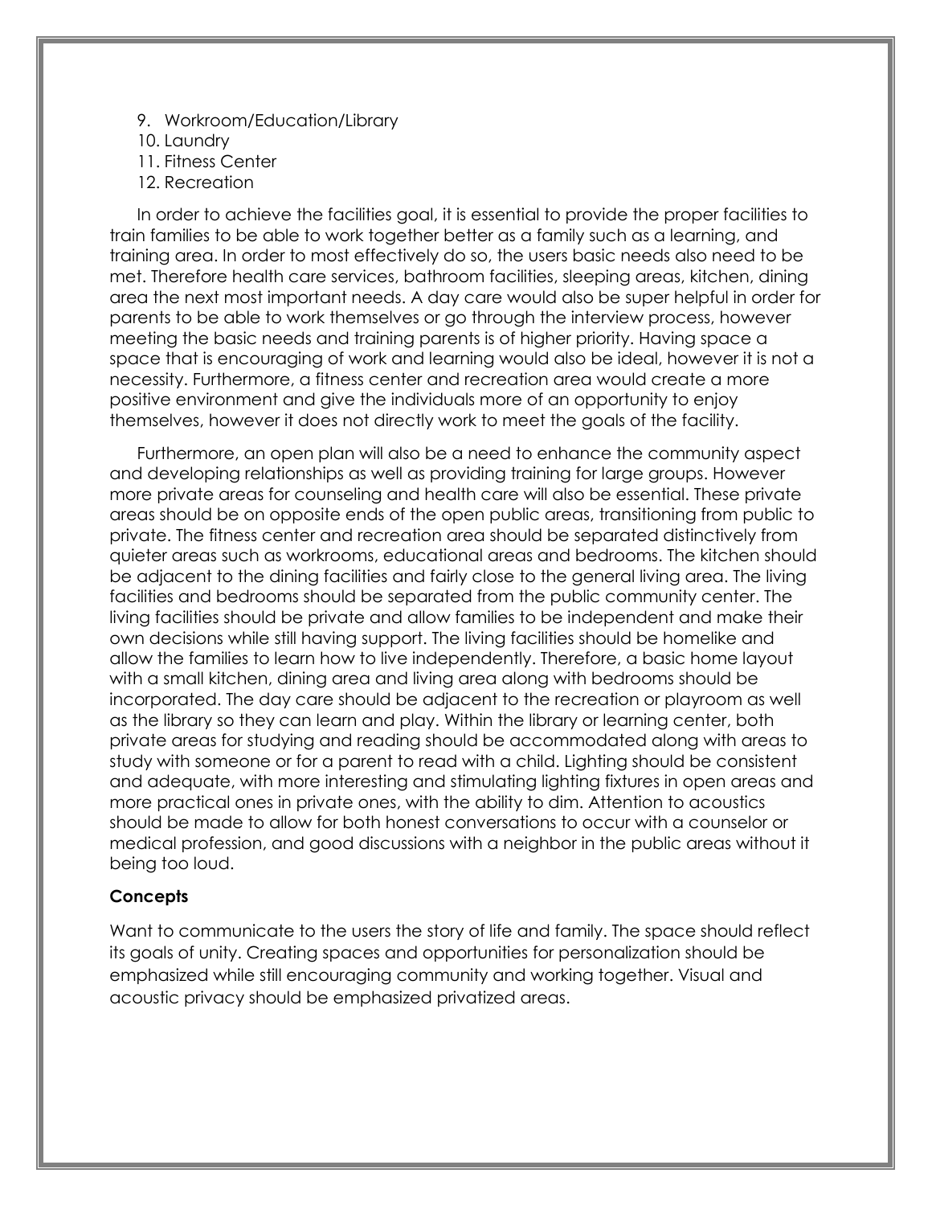9. Workroom/Education/Library
10. Laundry
11. Fitness Center
12. Recreation

In order to achieve the facilities goal, it is essential to provide the proper facilities to train families to be able to work together better as a family such as a learning, and training area. In order to most effectively do so, the users basic needs also need to be met. Therefore health care services, bathroom facilities, sleeping areas, kitchen, dining area the next most important needs. A day care would also be super helpful in order for parents to be able to work themselves or go through the interview process, however meeting the basic needs and training parents is of higher priority. Having space a space that is encouraging of work and learning would also be ideal, however it is not a necessity. Furthermore, a fitness center and recreation area would create a more positive environment and give the individuals more of an opportunity to enjoy themselves, however it does not directly work to meet the goals of the facility.

Furthermore, an open plan will also be a need to enhance the community aspect and developing relationships as well as providing training for large groups. However more private areas for counseling and health care will also be essential. These private areas should be on opposite ends of the open public areas, transitioning from public to private. The fitness center and recreation area should be separated distinctively from quieter areas such as workrooms, educational areas and bedrooms. The kitchen should be adjacent to the dining facilities and fairly close to the general living area. The living facilities and bedrooms should be separated from the public community center. The living facilities should be private and allow families to be independent and make their own decisions while still having support. The living facilities should be homelike and allow the families to learn how to live independently. Therefore, a basic home layout with a small kitchen, dining area and living area along with bedrooms should be incorporated. The day care should be adjacent to the recreation or playroom as well as the library so they can learn and play. Within the library or learning center, both private areas for studying and reading should be accommodated along with areas to study with someone or for a parent to read with a child. Lighting should be consistent and adequate, with more interesting and stimulating lighting fixtures in open areas and more practical ones in private ones, with the ability to dim. Attention to acoustics should be made to allow for both honest conversations to occur with a counselor or medical profession, and good discussions with a neighbor in the public areas without it being too loud.

**Concepts**

Want to communicate to the users the story of life and family. The space should reflect its goals of unity. Creating spaces and opportunities for personalization should be emphasized while still encouraging community and working together. Visual and acoustic privacy should be emphasized privatized areas.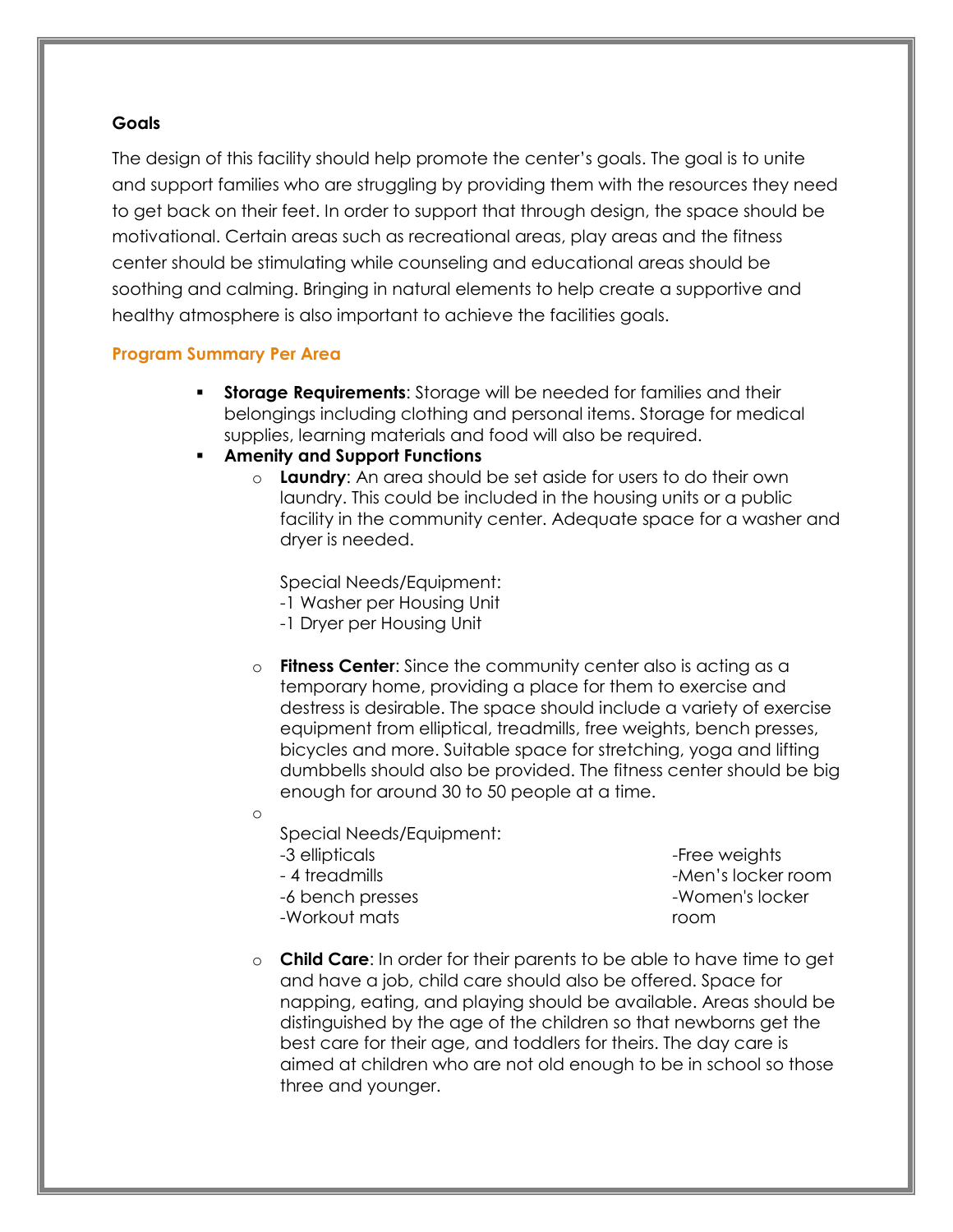**Goals**

The design of this facility should help promote the center's goals. The goal is to unite and support families who are struggling by providing them with the resources they need to get back on their feet. In order to support that through design, the space should be motivational. Certain areas such as recreational areas, play areas and the fitness center should be stimulating while counseling and educational areas should be soothing and calming. Bringing in natural elements to help create a supportive and healthy atmosphere is also important to achieve the facilities goals.

**Program Summary Per Area**

- **Storage Requirements**: Storage will be needed for families and their belongings including clothing and personal items. Storage for medical supplies, learning materials and food will also be required.
- **Amenity and Support Functions**
  - **Laundry**: An area should be set aside for users to do their own laundry. This could be included in the housing units or a public facility in the community center. Adequate space for a washer and dryer is needed.

    Special Needs/Equipment:
    -1 Washer per Housing Unit
    -1 Dryer per Housing Unit

  - **Fitness Center**: Since the community center also is acting as a temporary home, providing a place for them to exercise and destress is desirable. The space should include a variety of exercise equipment from elliptical, treadmills, free weights, bench presses, bicycles and more. Suitable space for stretching, yoga and lifting dumbbells should also be provided. The fitness center should be big enough for around 30 to 50 people at a time.

    Special Needs/Equipment:
    -3 ellipticals
    - 4 treadmills
    -6 bench presses
    -Workout mats
    -Free weights
    -Men's locker room
    -Women's locker room

  - **Child Care**: In order for their parents to be able to have time to get and have a job, child care should also be offered. Space for napping, eating, and playing should be available. Areas should be distinguished by the age of the children so that newborns get the best care for their age, and toddlers for theirs. The day care is aimed at children who are not old enough to be in school so those three and younger.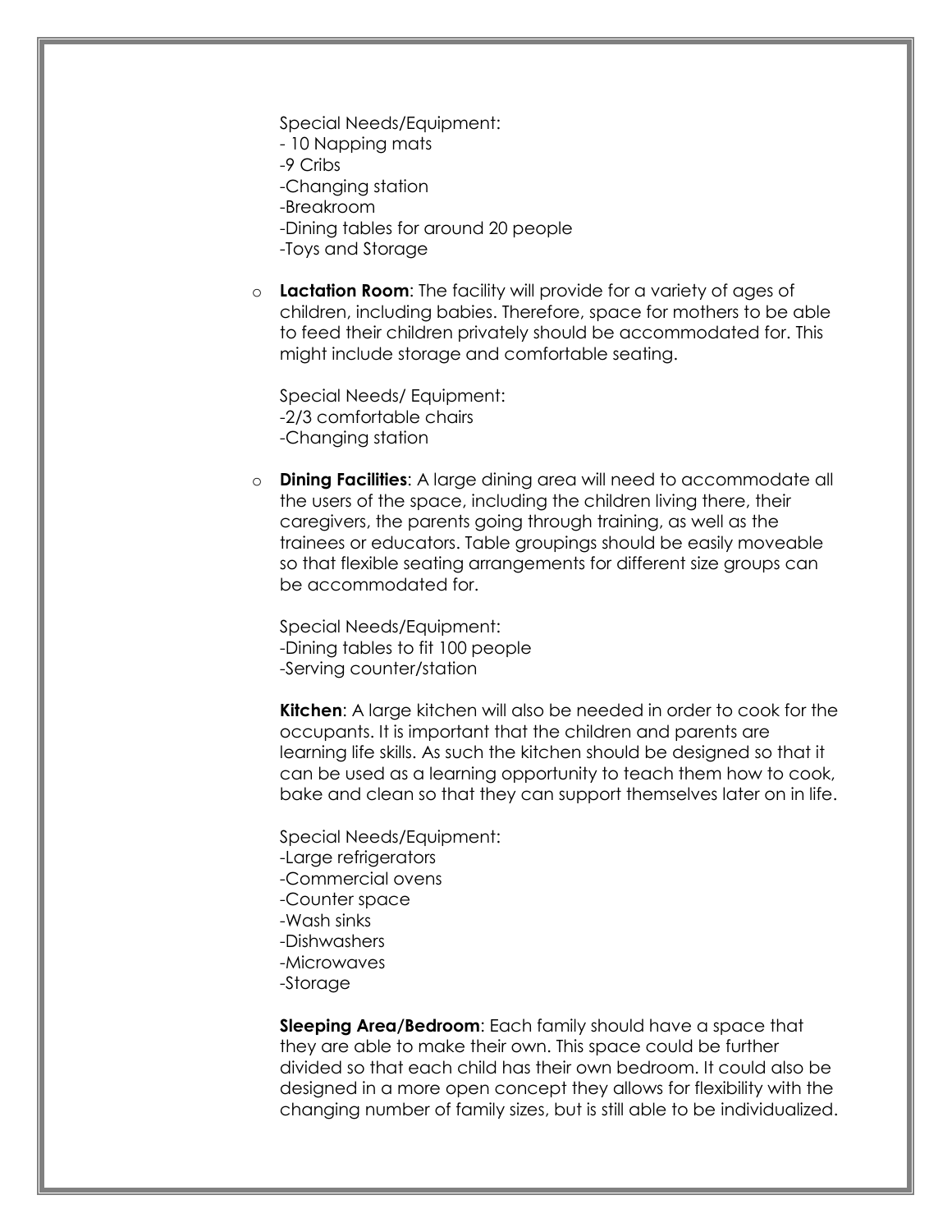Special Needs/Equipment:
- 10 Napping mats
-9 Cribs
-Changing station
-Breakroom
-Dining tables for around 20 people
-Toys and Storage

- **Lactation Room**: The facility will provide for a variety of ages of children, including babies. Therefore, space for mothers to be able to feed their children privately should be accommodated for. This might include storage and comfortable seating.

  Special Needs/ Equipment:
  -2/3 comfortable chairs
  -Changing station

- **Dining Facilities**: A large dining area will need to accommodate all the users of the space, including the children living there, their caregivers, the parents going through training, as well as the trainees or educators. Table groupings should be easily moveable so that flexible seating arrangements for different size groups can be accommodated for.

  Special Needs/Equipment:
  -Dining tables to fit 100 people
  -Serving counter/station

  **Kitchen**: A large kitchen will also be needed in order to cook for the occupants. It is important that the children and parents are learning life skills. As such the kitchen should be designed so that it can be used as a learning opportunity to teach them how to cook, bake and clean so that they can support themselves later on in life.

  Special Needs/Equipment:
  -Large refrigerators
  -Commercial ovens
  -Counter space
  -Wash sinks
  -Dishwashers
  -Microwaves
  -Storage

  **Sleeping Area/Bedroom**: Each family should have a space that they are able to make their own. This space could be further divided so that each child has their own bedroom. It could also be designed in a more open concept they allows for flexibility with the changing number of family sizes, but is still able to be individualized.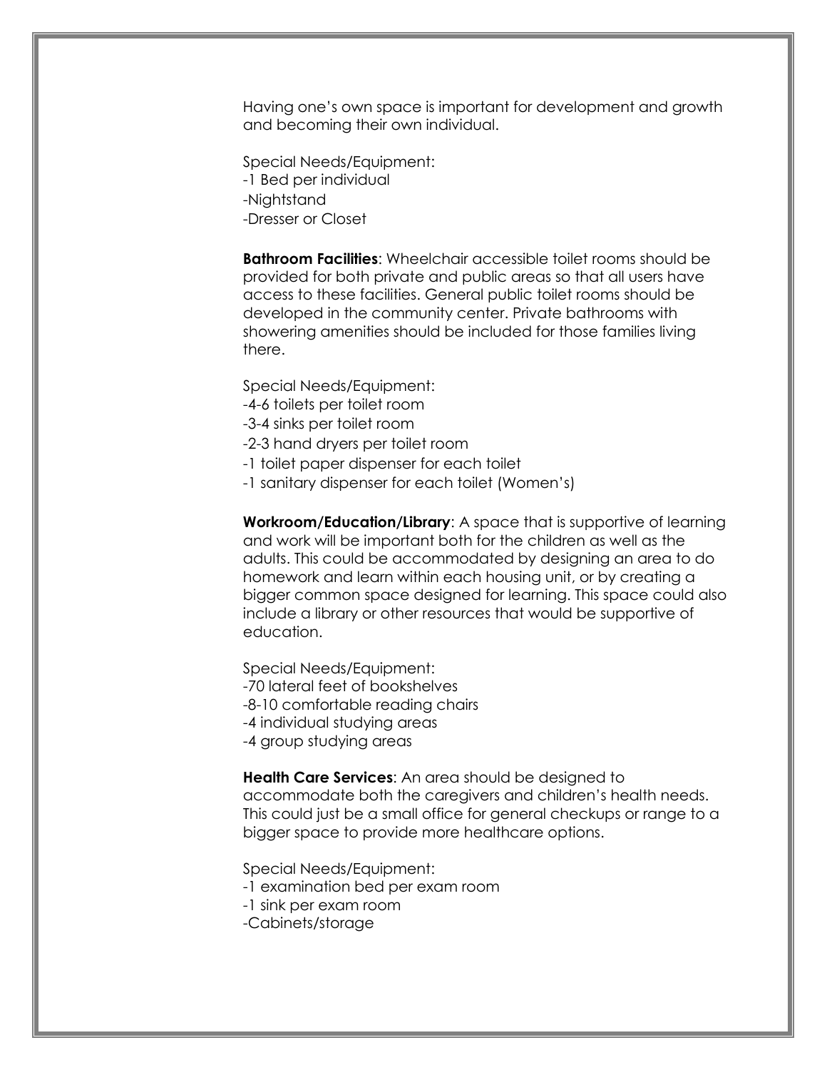Having one's own space is important for development and growth and becoming their own individual.

Special Needs/Equipment:
-1 Bed per individual
-Nightstand
-Dresser or Closet

**Bathroom Facilities**: Wheelchair accessible toilet rooms should be provided for both private and public areas so that all users have access to these facilities. General public toilet rooms should be developed in the community center. Private bathrooms with showering amenities should be included for those families living there.

Special Needs/Equipment:
-4-6 toilets per toilet room
-3-4 sinks per toilet room
-2-3 hand dryers per toilet room
-1 toilet paper dispenser for each toilet
-1 sanitary dispenser for each toilet (Women's)

**Workroom/Education/Library**: A space that is supportive of learning and work will be important both for the children as well as the adults. This could be accommodated by designing an area to do homework and learn within each housing unit, or by creating a bigger common space designed for learning. This space could also include a library or other resources that would be supportive of education.

Special Needs/Equipment:
-70 lateral feet of bookshelves
-8-10 comfortable reading chairs
-4 individual studying areas
-4 group studying areas

**Health Care Services**: An area should be designed to accommodate both the caregivers and children's health needs. This could just be a small office for general checkups or range to a bigger space to provide more healthcare options.

Special Needs/Equipment:
-1 examination bed per exam room
-1 sink per exam room
-Cabinets/storage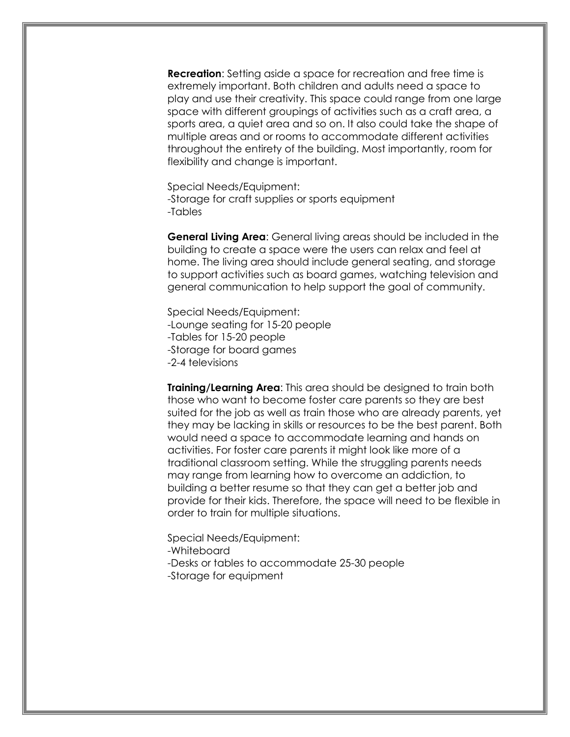**Recreation**: Setting aside a space for recreation and free time is extremely important. Both children and adults need a space to play and use their creativity. This space could range from one large space with different groupings of activities such as a craft area, a sports area, a quiet area and so on. It also could take the shape of multiple areas and or rooms to accommodate different activities throughout the entirety of the building. Most importantly, room for flexibility and change is important.

Special Needs/Equipment:
-Storage for craft supplies or sports equipment
-Tables

**General Living Area**: General living areas should be included in the building to create a space were the users can relax and feel at home. The living area should include general seating, and storage to support activities such as board games, watching television and general communication to help support the goal of community.

Special Needs/Equipment:
-Lounge seating for 15-20 people
-Tables for 15-20 people
-Storage for board games
-2-4 televisions

**Training/Learning Area**: This area should be designed to train both those who want to become foster care parents so they are best suited for the job as well as train those who are already parents, yet they may be lacking in skills or resources to be the best parent. Both would need a space to accommodate learning and hands on activities. For foster care parents it might look like more of a traditional classroom setting. While the struggling parents needs may range from learning how to overcome an addiction, to building a better resume so that they can get a better job and provide for their kids. Therefore, the space will need to be flexible in order to train for multiple situations.

Special Needs/Equipment:
-Whiteboard
-Desks or tables to accommodate 25-30 people
-Storage for equipment